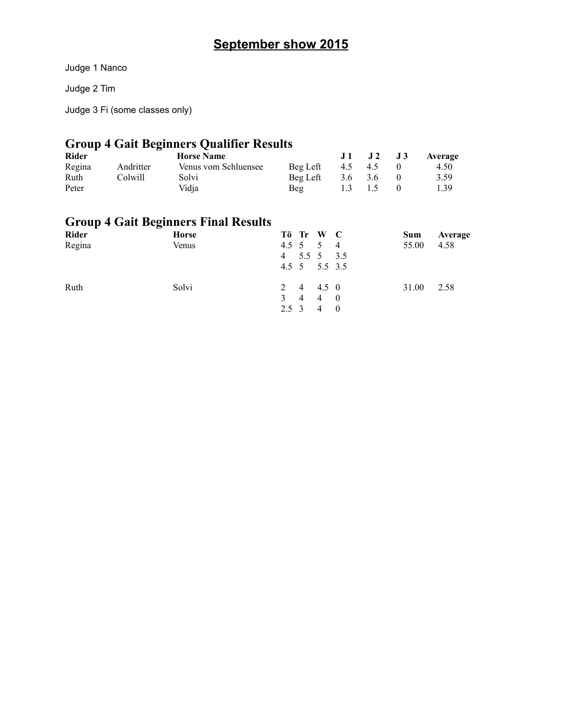# September show 2015

Judge 1 Nanco

Judge 2 Tim

Judge 3 Fi (some classes only)

## Group 4 Gait Beginners Qualifier Results

| Rider | | Horse Name | | J 1 | J 2 | J 3 | Average |
|---|---|---|---|---|---|---|---|
| Regina | Andritter | Venus vom Schluensee | Beg Left | 4.5 | 4.5 | 0 | 4.50 |
| Ruth | Colwill | Solvi | Beg Left | 3.6 | 3.6 | 0 | 3.59 |
| Peter | | Vidja | Beg | 1.3 | 1.5 | 0 | 1.39 |

## Group 4 Gait Beginners Final Results

| Rider | Horse | Tö | Tr | W | C | Sum | Average |
|---|---|---|---|---|---|---|---|
| Regina | Venus | 4.5 | 5 | 5 | 4 | 55.00 | 4.58 |
| | | 4 | 5.5 | 5 | 3.5 | | |
| | | 4.5 | 5 | 5.5 | 3.5 | | |
| Ruth | Solvi | 2 | 4 | 4.5 | 0 | 31.00 | 2.58 |
| | | 3 | 4 | 4 | 0 | | |
| | | 2.5 | 3 | 4 | 0 | | |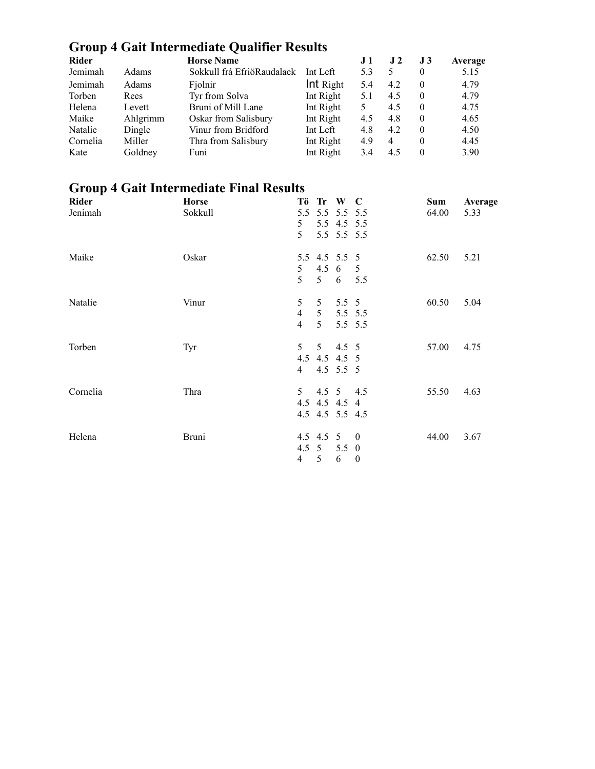## Group 4 Gait Intermediate Qualifier Results

| Rider | | Horse Name | | J 1 | J 2 | J 3 | Average |
|---|---|---|---|---|---|---|---|
| Jemimah | Adams | Sokkull frá EfriöRaudalaek | Int Left | 5.3 | 5 | 0 | 5.15 |
| Jemimah | Adams | Fjolnir | Int Right | 5.4 | 4.2 | 0 | 4.79 |
| Torben | Rees | Tyr from Solva | Int Right | 5.1 | 4.5 | 0 | 4.79 |
| Helena | Levett | Bruni of Mill Lane | Int Right | 5 | 4.5 | 0 | 4.75 |
| Maike | Ahlgrimm | Oskar from Salisbury | Int Right | 4.5 | 4.8 | 0 | 4.65 |
| Natalie | Dingle | Vinur from Bridford | Int Left | 4.8 | 4.2 | 0 | 4.50 |
| Cornelia | Miller | Thra from Salisbury | Int Right | 4.9 | 4 | 0 | 4.45 |
| Kate | Goldney | Funi | Int Right | 3.4 | 4.5 | 0 | 3.90 |

## Group 4 Gait Intermediate Final Results

| Rider | Horse | Tö | Tr | W | C | Sum | Average |
|---|---|---|---|---|---|---|---|
| Jenimah | Sokkull | 5.5 | 5.5 | 5.5 | 5.5 | 64.00 | 5.33 |
| | | 5 | 5.5 | 4.5 | 5.5 | | |
| | | 5 | 5.5 | 5.5 | 5.5 | | |
| Maike | Oskar | 5.5 | 4.5 | 5.5 | 5 | 62.50 | 5.21 |
| | | 5 | 4.5 | 6 | 5 | | |
| | | 5 | 5 | 6 | 5.5 | | |
| Natalie | Vinur | 5 | 5 | 5.5 | 5 | 60.50 | 5.04 |
| | | 4 | 5 | 5.5 | 5.5 | | |
| | | 4 | 5 | 5.5 | 5.5 | | |
| Torben | Tyr | 5 | 5 | 4.5 | 5 | 57.00 | 4.75 |
| | | 4.5 | 4.5 | 4.5 | 5 | | |
| | | 4 | 4.5 | 5.5 | 5 | | |
| Cornelia | Thra | 5 | 4.5 | 5 | 4.5 | 55.50 | 4.63 |
| | | 4.5 | 4.5 | 4.5 | 4 | | |
| | | 4.5 | 4.5 | 5.5 | 4.5 | | |
| Helena | Bruni | 4.5 | 4.5 | 5 | 0 | 44.00 | 3.67 |
| | | 4.5 | 5 | 5.5 | 0 | | |
| | | 4 | 5 | 6 | 0 | | |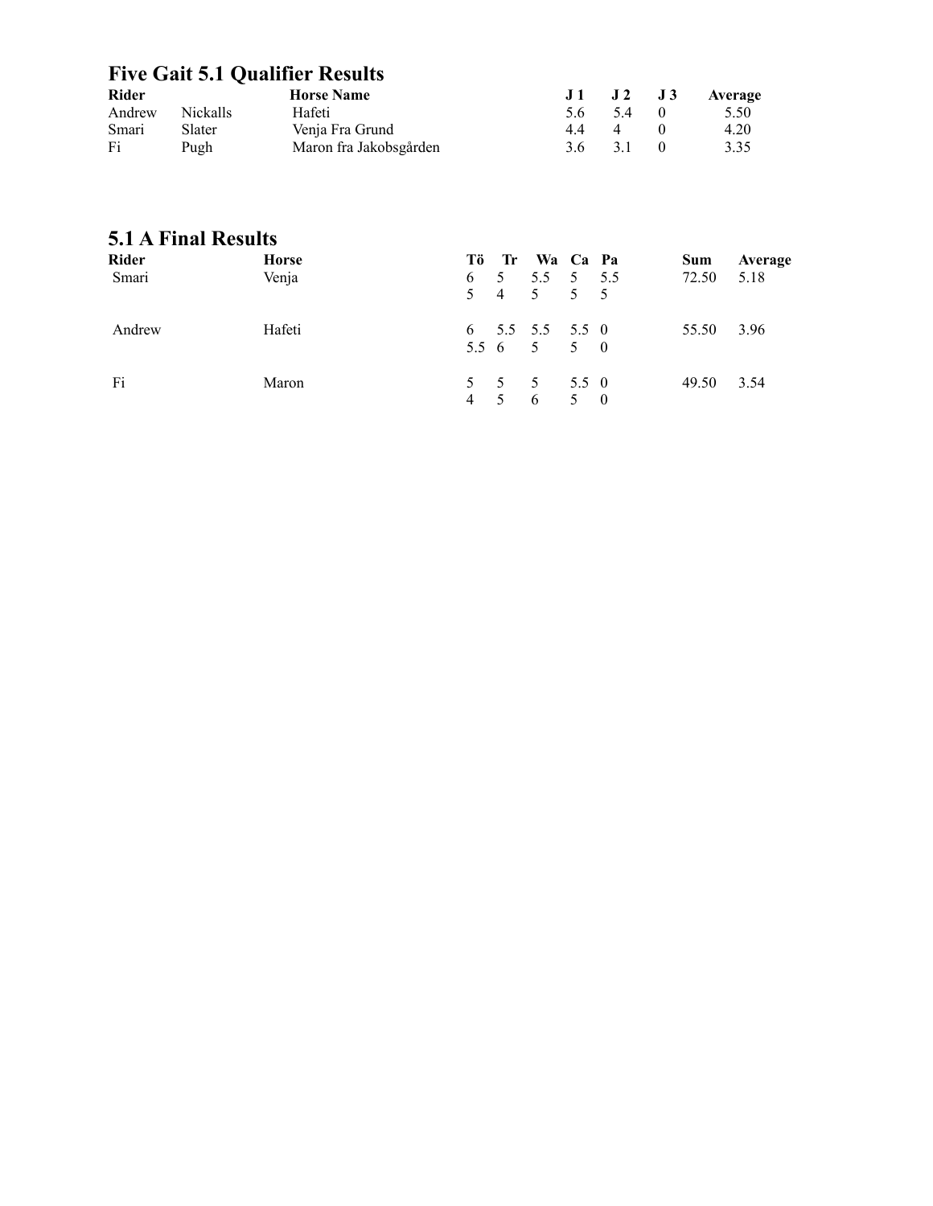## Five Gait 5.1 Qualifier Results

| Rider | | Horse Name | J 1 | J 2 | J 3 | Average |
|---|---|---|---|---|---|---|
| Andrew | Nickalls | Hafeti | 5.6 | 5.4 | 0 | 5.50 |
| Smari | Slater | Venja Fra Grund | 4.4 | 4 | 0 | 4.20 |
| Fi | Pugh | Maron fra Jakobsgården | 3.6 | 3.1 | 0 | 3.35 |

## 5.1 A Final Results

| Rider | Horse | Tö | Tr | Wa | Ca | Pa | Sum | Average |
|---|---|---|---|---|---|---|---|---|
| Smari | Venja | 6 | 5 | 5.5 | 5 | 5.5 | 72.50 | 5.18 |
| | | 5 | 4 | 5 | 5 | 5 | | |
| Andrew | Hafeti | 6 | 5.5 | 5.5 | 5.5 | 0 | 55.50 | 3.96 |
| | | 5.5 | 6 | 5 | 5 | 0 | | |
| Fi | Maron | 5 | 5 | 5 | 5.5 | 0 | 49.50 | 3.54 |
| | | 4 | 5 | 6 | 5 | 0 | | |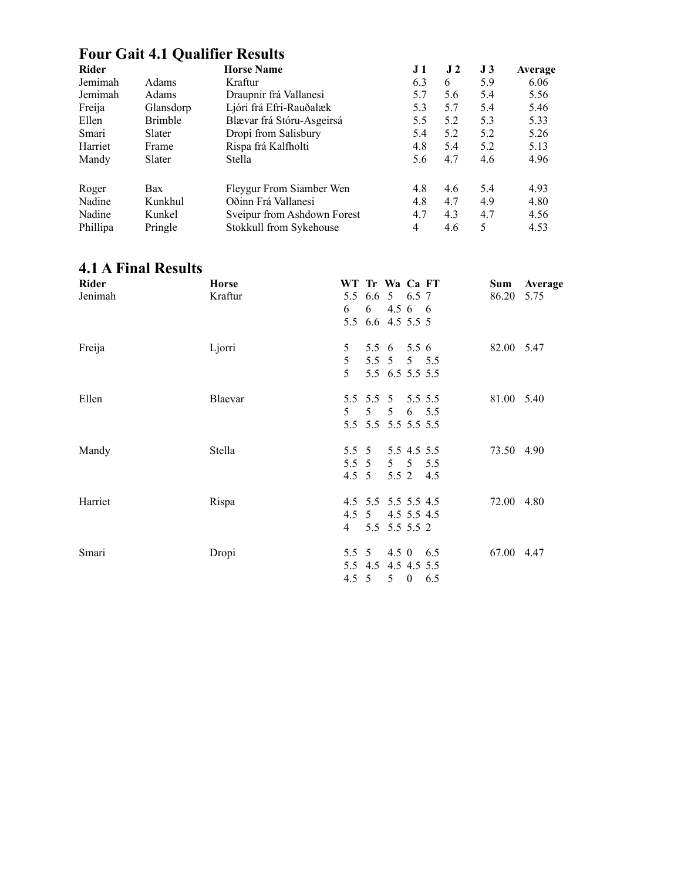## Four Gait 4.1 Qualifier Results

| Rider | | Horse Name | J 1 | J 2 | J 3 | Average |
|---|---|---|---|---|---|---|
| Jemimah | Adams | Kraftur | 6.3 | 6 | 5.9 | 6.06 |
| Jemimah | Adams | Draupnir frá Vallanesi | 5.7 | 5.6 | 5.4 | 5.56 |
| Freija | Glansdorp | Ljóri frá Efri-Rauðalæk | 5.3 | 5.7 | 5.4 | 5.46 |
| Ellen | Brimble | Blævar frá Stóru-Asgeirsá | 5.5 | 5.2 | 5.3 | 5.33 |
| Smari | Slater | Dropi from Salisbury | 5.4 | 5.2 | 5.2 | 5.26 |
| Harriet | Frame | Rispa frá Kalfholti | 4.8 | 5.4 | 5.2 | 5.13 |
| Mandy | Slater | Stella | 5.6 | 4.7 | 4.6 | 4.96 |
| | | | | | | |
| Roger | Bax | Fleygur From Siamber Wen | 4.8 | 4.6 | 5.4 | 4.93 |
| Nadine | Kunkhul | Oðinn Frá Vallanesi | 4.8 | 4.7 | 4.9 | 4.80 |
| Nadine | Kunkel | Sveipur from Ashdown Forest | 4.7 | 4.3 | 4.7 | 4.56 |
| Phillipa | Pringle | Stokkull from Sykehouse | 4 | 4.6 | 5 | 4.53 |

## 4.1 A Final Results

| Rider | Horse | WT | Tr | Wa | Ca | FT | Sum | Average |
|---|---|---|---|---|---|---|---|---|
| Jenimah | Kraftur | 5.5 | 6.6 | 5 | 6.5 | 7 | 86.20 | 5.75 |
| | | 6 | 6 | 4.5 | 6 | 6 | | |
| | | 5.5 | 6.6 | 4.5 | 5.5 | 5 | | |
| Freija | Ljorri | 5 | 5.5 | 6 | 5.5 | 6 | 82.00 | 5.47 |
| | | 5 | 5.5 | 5 | 5 | 5.5 | | |
| | | 5 | 5.5 | 6.5 | 5.5 | 5.5 | | |
| Ellen | Blaevar | 5.5 | 5.5 | 5 | 5.5 | 5.5 | 81.00 | 5.40 |
| | | 5 | 5 | 5 | 6 | 5.5 | | |
| | | 5.5 | 5.5 | 5.5 | 5.5 | 5.5 | | |
| Mandy | Stella | 5.5 | 5 | 5.5 | 4.5 | 5.5 | 73.50 | 4.90 |
| | | 5.5 | 5 | 5 | 5 | 5.5 | | |
| | | 4.5 | 5 | 5.5 | 2 | 4.5 | | |
| Harriet | Rispa | 4.5 | 5.5 | 5.5 | 5.5 | 4.5 | 72.00 | 4.80 |
| | | 4.5 | 5 | 4.5 | 5.5 | 4.5 | | |
| | | 4 | 5.5 | 5.5 | 5.5 | 2 | | |
| Smari | Dropi | 5.5 | 5 | 4.5 | 0 | 6.5 | 67.00 | 4.47 |
| | | 5.5 | 4.5 | 4.5 | 4.5 | 5.5 | | |
| | | 4.5 | 5 | 5 | 0 | 6.5 | | |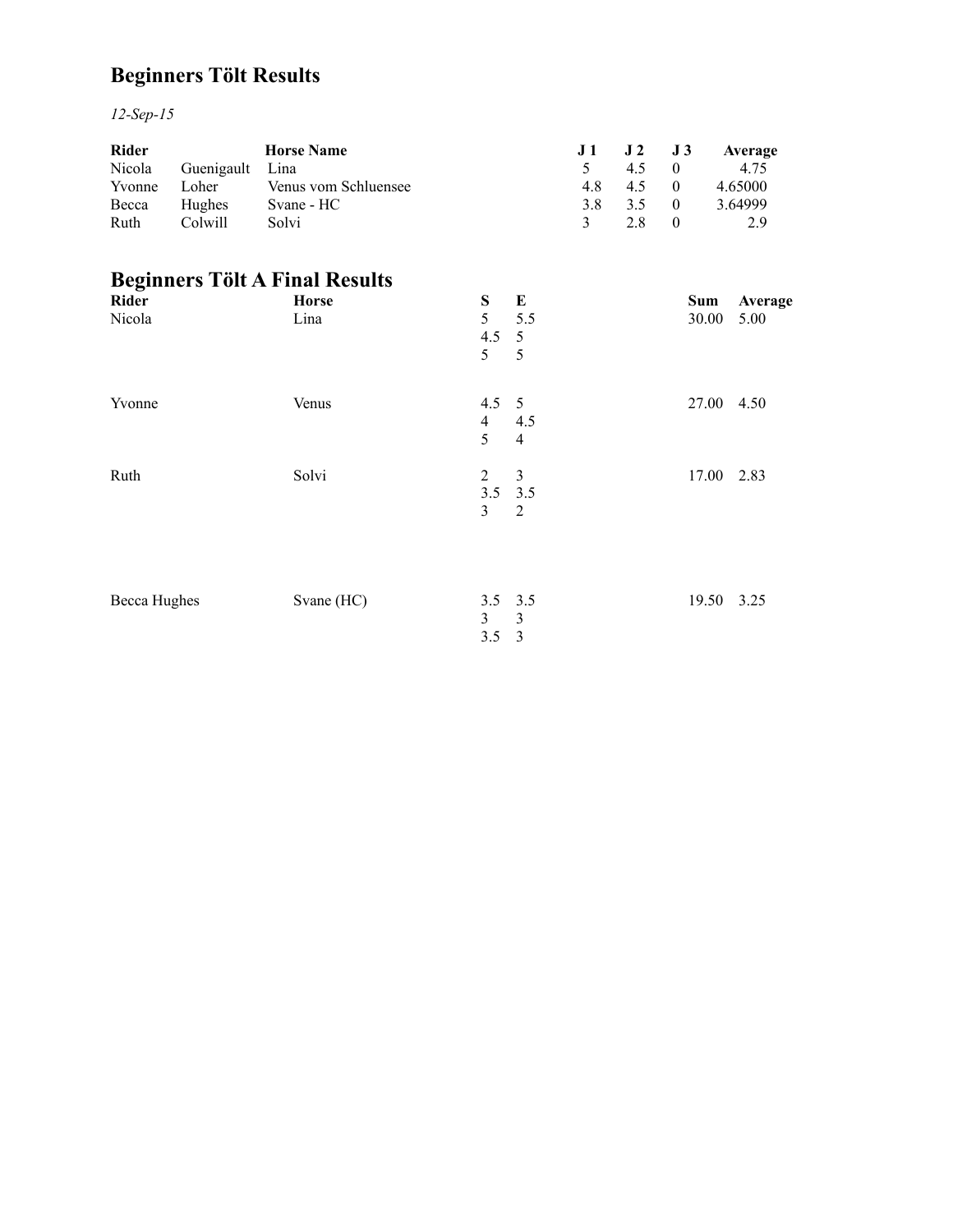# Beginners Tölt Results

*12-Sep-15*

| Rider | | Horse Name | J 1 | J 2 | J 3 | Average |
|---|---|---|---|---|---|---|
| Nicola | Guenigault | Lina | 5 | 4.5 | 0 | 4.75 |
| Yvonne | Loher | Venus vom Schluensee | 4.8 | 4.5 | 0 | 4.65000 |
| Becca | Hughes | Svane - HC | 3.8 | 3.5 | 0 | 3.64999 |
| Ruth | Colwill | Solvi | 3 | 2.8 | 0 | 2.9 |

# Beginners Tölt A Final Results

| Rider | Horse | S | E | Sum | Average |
|---|---|---|---|---|---|
| Nicola | Lina | 5 | 5.5 | 30.00 | 5.00 |
| | | 4.5 | 5 | | |
| | | 5 | 5 | | |
| Yvonne | Venus | 4.5 | 5 | 27.00 | 4.50 |
| | | 4 | 4.5 | | |
| | | 5 | 4 | | |
| Ruth | Solvi | 2 | 3 | 17.00 | 2.83 |
| | | 3.5 | 3.5 | | |
| | | 3 | 2 | | |
| Becca Hughes | Svane (HC) | 3.5 | 3.5 | 19.50 | 3.25 |
| | | 3 | 3 | | |
| | | 3.5 | 3 | | |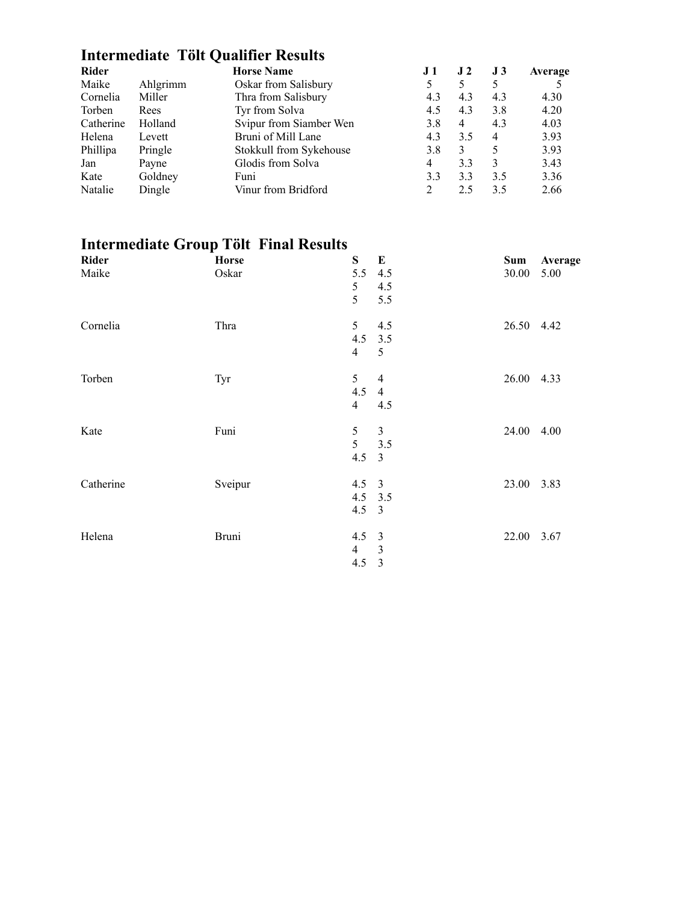## Intermediate Tölt Qualifier Results

| Rider | | Horse Name | J 1 | J 2 | J 3 | Average |
|---|---|---|---|---|---|---|
| Maike | Ahlgrimm | Oskar from Salisbury | 5 | 5 | 5 | 5 |
| Cornelia | Miller | Thra from Salisbury | 4.3 | 4.3 | 4.3 | 4.30 |
| Torben | Rees | Tyr from Solva | 4.5 | 4.3 | 3.8 | 4.20 |
| Catherine | Holland | Svipur from Siamber Wen | 3.8 | 4 | 4.3 | 4.03 |
| Helena | Levett | Bruni of Mill Lane | 4.3 | 3.5 | 4 | 3.93 |
| Phillipa | Pringle | Stokkull from Sykehouse | 3.8 | 3 | 5 | 3.93 |
| Jan | Payne | Glodis from Solva | 4 | 3.3 | 3 | 3.43 |
| Kate | Goldney | Funi | 3.3 | 3.3 | 3.5 | 3.36 |
| Natalie | Dingle | Vinur from Bridford | 2 | 2.5 | 3.5 | 2.66 |

## Intermediate Group Tölt Final Results

| Rider | Horse | S | E | Sum | Average |
|---|---|---|---|---|---|
| Maike | Oskar | 5.5 | 4.5 | 30.00 | 5.00 |
| | | 5 | 4.5 | | |
| | | 5 | 5.5 | | |
| Cornelia | Thra | 5 | 4.5 | 26.50 | 4.42 |
| | | 4.5 | 3.5 | | |
| | | 4 | 5 | | |
| Torben | Tyr | 5 | 4 | 26.00 | 4.33 |
| | | 4.5 | 4 | | |
| | | 4 | 4.5 | | |
| Kate | Funi | 5 | 3 | 24.00 | 4.00 |
| | | 5 | 3.5 | | |
| | | 4.5 | 3 | | |
| Catherine | Sveipur | 4.5 | 3 | 23.00 | 3.83 |
| | | 4.5 | 3.5 | | |
| | | 4.5 | 3 | | |
| Helena | Bruni | 4.5 | 3 | 22.00 | 3.67 |
| | | 4 | 3 | | |
| | | 4.5 | 3 | | |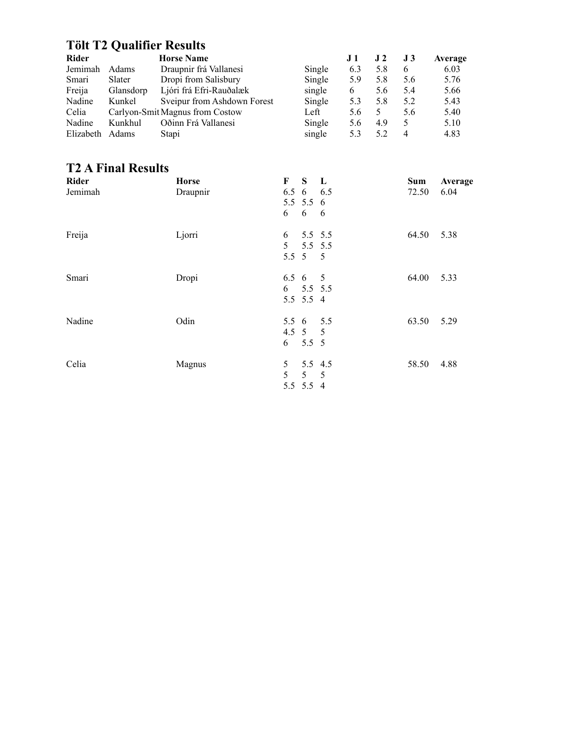## Tölt T2 Qualifier Results

| Rider | | Horse Name | | J 1 | J 2 | J 3 | Average |
|---|---|---|---|---|---|---|---|
| Jemimah | Adams | Draupnir frá Vallanesi | Single | 6.3 | 5.8 | 6 | 6.03 |
| Smari | Slater | Dropi from Salisbury | Single | 5.9 | 5.8 | 5.6 | 5.76 |
| Freija | Glansdorp | Ljóri frá Efri-Rauðalæk | single | 6 | 5.6 | 5.4 | 5.66 |
| Nadine | Kunkel | Sveipur from Ashdown Forest | Single | 5.3 | 5.8 | 5.2 | 5.43 |
| Celia | Carlyon-Smit | Magnus from Costow | Left | 5.6 | 5 | 5.6 | 5.40 |
| Nadine | Kunkhul | Oðinn Frá Vallanesi | Single | 5.6 | 4.9 | 5 | 5.10 |
| Elizabeth | Adams | Stapi | single | 5.3 | 5.2 | 4 | 4.83 |

## T2 A Final Results

| Rider | Horse | F | S | L | Sum | Average |
|---|---|---|---|---|---|---|
| Jemimah | Draupnir | 6.5 | 6 | 6.5 | 72.50 | 6.04 |
| | | 5.5 | 5.5 | 6 | | |
| | | 6 | 6 | 6 | | |
| Freija | Ljorri | 6 | 5.5 | 5.5 | 64.50 | 5.38 |
| | | 5 | 5.5 | 5.5 | | |
| | | 5.5 | 5 | 5 | | |
| Smari | Dropi | 6.5 | 6 | 5 | 64.00 | 5.33 |
| | | 6 | 5.5 | 5.5 | | |
| | | 5.5 | 5.5 | 4 | | |
| Nadine | Odin | 5.5 | 6 | 5.5 | 63.50 | 5.29 |
| | | 4.5 | 5 | 5 | | |
| | | 6 | 5.5 | 5 | | |
| Celia | Magnus | 5 | 5.5 | 4.5 | 58.50 | 4.88 |
| | | 5 | 5 | 5 | | |
| | | 5.5 | 5.5 | 4 | | |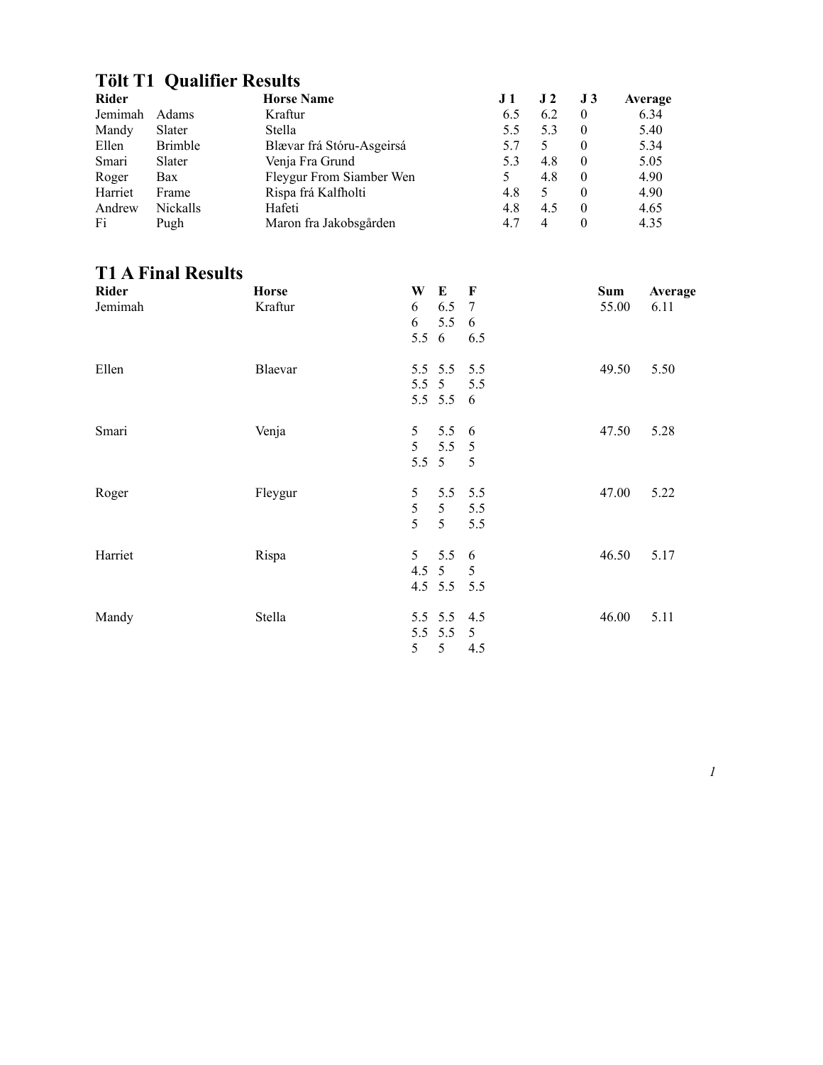## Tölt T1 Qualifier Results

| Rider | | Horse Name | J 1 | J 2 | J 3 | Average |
|---|---|---|---|---|---|---|
| Jemimah | Adams | Kraftur | 6.5 | 6.2 | 0 | 6.34 |
| Mandy | Slater | Stella | 5.5 | 5.3 | 0 | 5.40 |
| Ellen | Brimble | Blævar frá Stóru-Asgeirsá | 5.7 | 5 | 0 | 5.34 |
| Smari | Slater | Venja Fra Grund | 5.3 | 4.8 | 0 | 5.05 |
| Roger | Bax | Fleygur From Siamber Wen | 5 | 4.8 | 0 | 4.90 |
| Harriet | Frame | Rispa frá Kalfholti | 4.8 | 5 | 0 | 4.90 |
| Andrew | Nickalls | Hafeti | 4.8 | 4.5 | 0 | 4.65 |
| Fi | Pugh | Maron fra Jakobsgården | 4.7 | 4 | 0 | 4.35 |

## T1 A Final Results

| Rider | Horse | W | E | F | Sum | Average |
|---|---|---|---|---|---|---|
| Jemimah | Kraftur | 6 | 6.5 | 7 | 55.00 | 6.11 |
| | | 6 | 5.5 | 6 | | |
| | | 5.5 | 6 | 6.5 | | |
| Ellen | Blaevar | 5.5 | 5.5 | 5.5 | 49.50 | 5.50 |
| | | 5.5 | 5 | 5.5 | | |
| | | 5.5 | 5.5 | 6 | | |
| Smari | Venja | 5 | 5.5 | 6 | 47.50 | 5.28 |
| | | 5 | 5.5 | 5 | | |
| | | 5.5 | 5 | 5 | | |
| Roger | Fleygur | 5 | 5.5 | 5.5 | 47.00 | 5.22 |
| | | 5 | 5 | 5.5 | | |
| | | 5 | 5 | 5.5 | | |
| Harriet | Rispa | 5 | 5.5 | 6 | 46.50 | 5.17 |
| | | 4.5 | 5 | 5 | | |
| | | 4.5 | 5.5 | 5.5 | | |
| Mandy | Stella | 5.5 | 5.5 | 4.5 | 46.00 | 5.11 |
| | | 5.5 | 5.5 | 5 | | |
| | | 5 | 5 | 4.5 | | |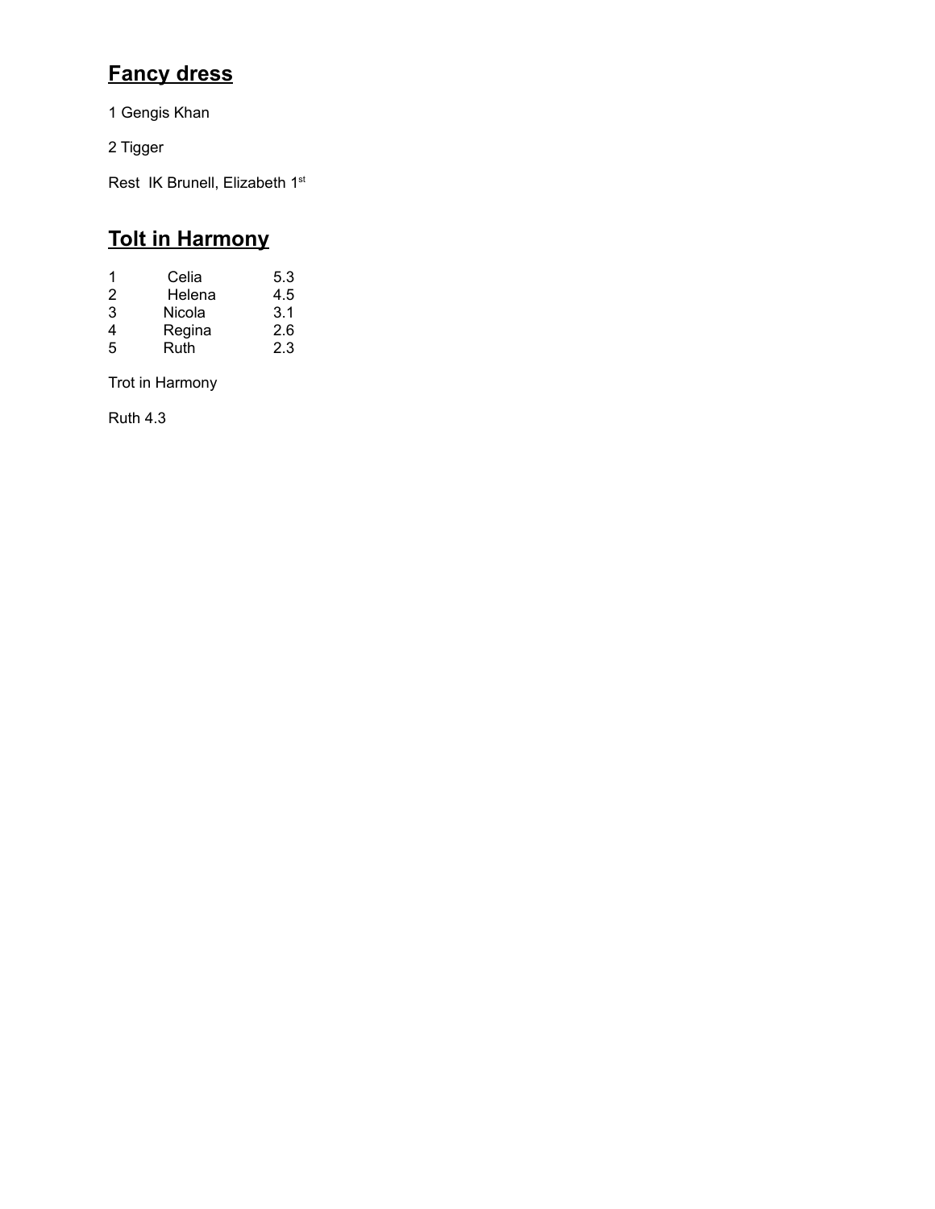## Fancy dress

1 Gengis Khan

2 Tigger

Rest  IK Brunell, Elizabeth 1st

## Tolt in Harmony

| | | |
|---|---|---|
| 1 | Celia | 5.3 |
| 2 | Helena | 4.5 |
| 3 | Nicola | 3.1 |
| 4 | Regina | 2.6 |
| 5 | Ruth | 2.3 |

Trot in Harmony

Ruth 4.3